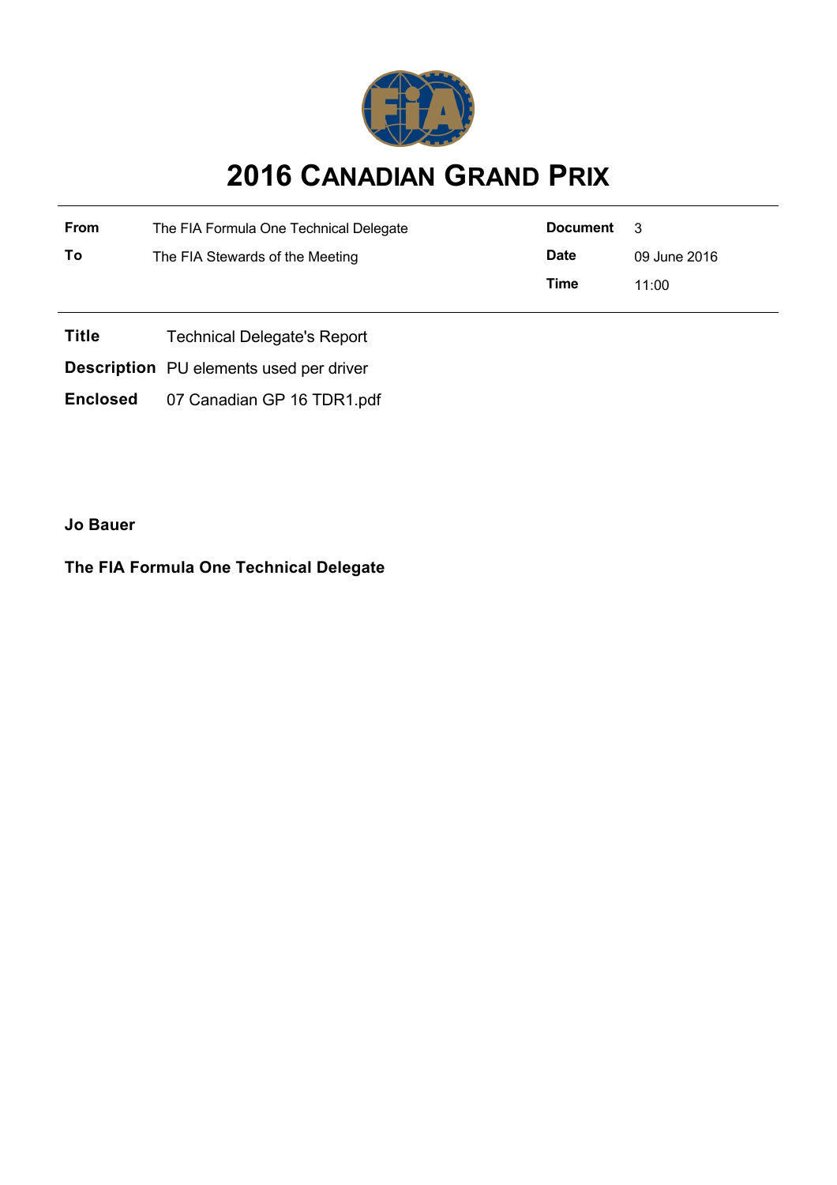# 2016 CANADIAN GRAND PRIX

| **From** | The FIA Formula One Technical Delegate | **Document** | 3 |
|---|---|---|---|
| **To** | The FIA Stewards of the Meeting | **Date** | 09 June 2016 |
| | | **Time** | 11:00 |

**Title** Technical Delegate's Report

**Description** PU elements used per driver

**Enclosed** 07 Canadian GP 16 TDR1.pdf

**Jo Bauer**

**The FIA Formula One Technical Delegate**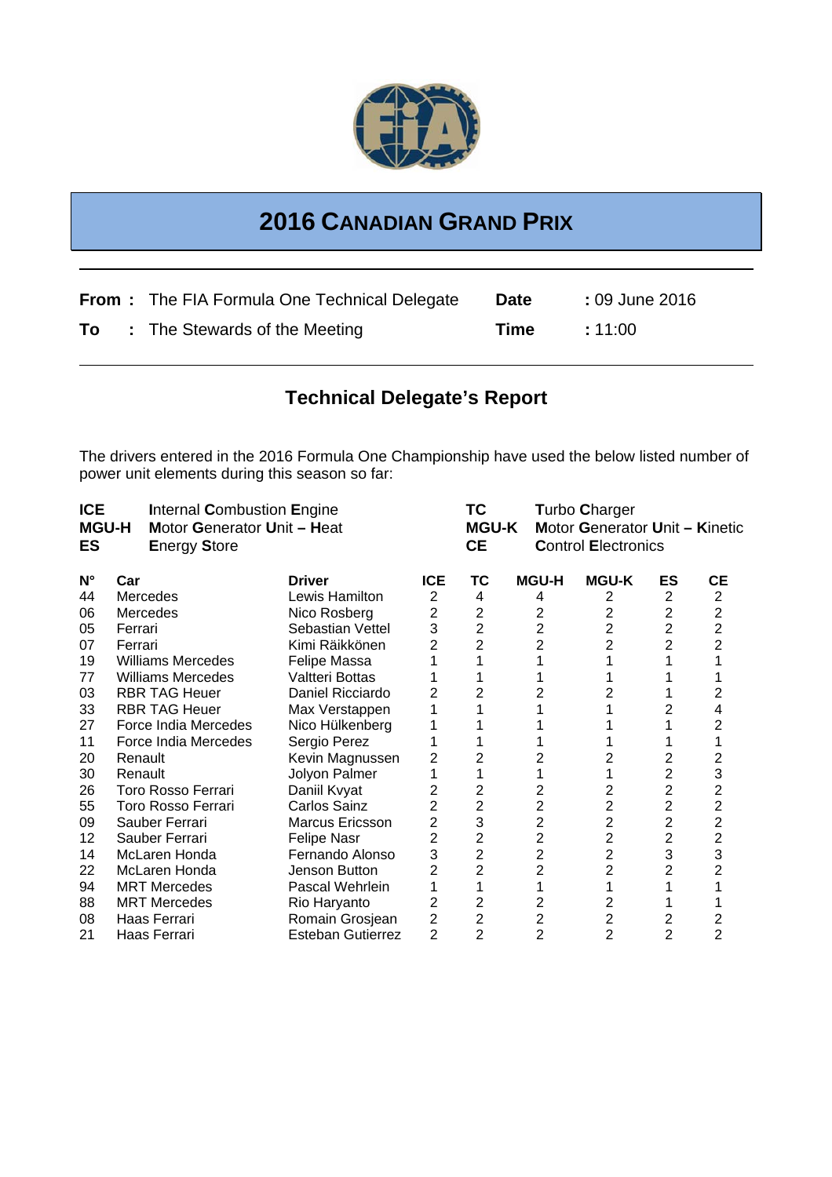# 2016 CANADIAN GRAND PRIX

| | | | |
|---|---|---|---|
| **From :** | The FIA Formula One Technical Delegate | **Date** | **:** 09 June 2016 |
| **To :** | The Stewards of the Meeting | **Time** | **:** 11:00 |

## Technical Delegate's Report

The drivers entered in the 2016 Formula One Championship have used the below listed number of power unit elements during this season so far:

**ICE** **I**nternal **C**ombustion **E**ngine
**MGU-H** **M**otor **G**enerator **U**nit **– H**eat
**ES** **E**nergy **S**tore
**TC** **T**urbo **C**harger
**MGU-K** **M**otor **G**enerator **U**nit **– K**inetic
**CE** **C**ontrol **E**lectronics

| N° | Car | Driver | ICE | TC | MGU-H | MGU-K | ES | CE |
|---|---|---|---|---|---|---|---|---|
| 44 | Mercedes | Lewis Hamilton | 2 | 4 | 4 | 2 | 2 | 2 |
| 06 | Mercedes | Nico Rosberg | 2 | 2 | 2 | 2 | 2 | 2 |
| 05 | Ferrari | Sebastian Vettel | 3 | 2 | 2 | 2 | 2 | 2 |
| 07 | Ferrari | Kimi Räikkönen | 2 | 2 | 2 | 2 | 2 | 2 |
| 19 | Williams Mercedes | Felipe Massa | 1 | 1 | 1 | 1 | 1 | 1 |
| 77 | Williams Mercedes | Valtteri Bottas | 1 | 1 | 1 | 1 | 1 | 1 |
| 03 | RBR TAG Heuer | Daniel Ricciardo | 2 | 2 | 2 | 2 | 1 | 2 |
| 33 | RBR TAG Heuer | Max Verstappen | 1 | 1 | 1 | 1 | 2 | 4 |
| 27 | Force India Mercedes | Nico Hülkenberg | 1 | 1 | 1 | 1 | 1 | 2 |
| 11 | Force India Mercedes | Sergio Perez | 1 | 1 | 1 | 1 | 1 | 1 |
| 20 | Renault | Kevin Magnussen | 2 | 2 | 2 | 2 | 2 | 2 |
| 30 | Renault | Jolyon Palmer | 1 | 1 | 1 | 1 | 2 | 3 |
| 26 | Toro Rosso Ferrari | Daniil Kvyat | 2 | 2 | 2 | 2 | 2 | 2 |
| 55 | Toro Rosso Ferrari | Carlos Sainz | 2 | 2 | 2 | 2 | 2 | 2 |
| 09 | Sauber Ferrari | Marcus Ericsson | 2 | 3 | 2 | 2 | 2 | 2 |
| 12 | Sauber Ferrari | Felipe Nasr | 2 | 2 | 2 | 2 | 2 | 2 |
| 14 | McLaren Honda | Fernando Alonso | 3 | 2 | 2 | 2 | 3 | 3 |
| 22 | McLaren Honda | Jenson Button | 2 | 2 | 2 | 2 | 2 | 2 |
| 94 | MRT Mercedes | Pascal Wehrlein | 1 | 1 | 1 | 1 | 1 | 1 |
| 88 | MRT Mercedes | Rio Haryanto | 2 | 2 | 2 | 2 | 1 | 1 |
| 08 | Haas Ferrari | Romain Grosjean | 2 | 2 | 2 | 2 | 2 | 2 |
| 21 | Haas Ferrari | Esteban Gutierrez | 2 | 2 | 2 | 2 | 2 | 2 |